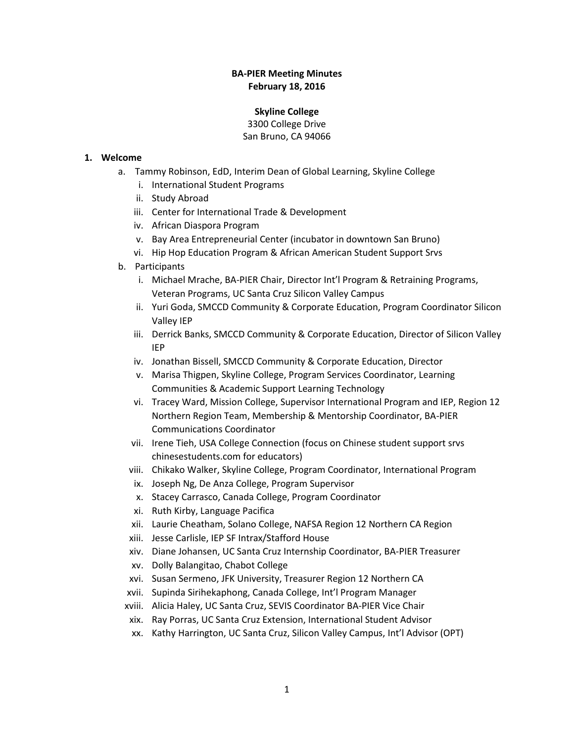**BA-PIER Meeting Minutes**
**February 18, 2016**

**Skyline College**
3300 College Drive
San Bruno, CA 94066

1. **Welcome**
   a. Tammy Robinson, EdD, Interim Dean of Global Learning, Skyline College
      i. International Student Programs
      ii. Study Abroad
      iii. Center for International Trade & Development
      iv. African Diaspora Program
      v. Bay Area Entrepreneurial Center (incubator in downtown San Bruno)
      vi. Hip Hop Education Program & African American Student Support Srvs
   b. Participants
      i. Michael Mrache, BA-PIER Chair, Director Int'l Program & Retraining Programs, Veteran Programs, UC Santa Cruz Silicon Valley Campus
      ii. Yuri Goda, SMCCD Community & Corporate Education, Program Coordinator Silicon Valley IEP
      iii. Derrick Banks, SMCCD Community & Corporate Education, Director of Silicon Valley IEP
      iv. Jonathan Bissell, SMCCD Community & Corporate Education, Director
      v. Marisa Thigpen, Skyline College, Program Services Coordinator, Learning Communities & Academic Support Learning Technology
      vi. Tracey Ward, Mission College, Supervisor International Program and IEP, Region 12 Northern Region Team, Membership & Mentorship Coordinator, BA-PIER Communications Coordinator
      vii. Irene Tieh, USA College Connection (focus on Chinese student support srvs chinesestudents.com for educators)
      viii. Chikako Walker, Skyline College, Program Coordinator, International Program
      ix. Joseph Ng, De Anza College, Program Supervisor
      x. Stacey Carrasco, Canada College, Program Coordinator
      xi. Ruth Kirby, Language Pacifica
      xii. Laurie Cheatham, Solano College, NAFSA Region 12 Northern CA Region
      xiii. Jesse Carlisle, IEP SF Intrax/Stafford House
      xiv. Diane Johansen, UC Santa Cruz Internship Coordinator, BA-PIER Treasurer
      xv. Dolly Balangitao, Chabot College
      xvi. Susan Sermeno, JFK University, Treasurer Region 12 Northern CA
      xvii. Supinda Sirihekaphong, Canada College, Int'l Program Manager
      xviii. Alicia Haley, UC Santa Cruz, SEVIS Coordinator BA-PIER Vice Chair
      xix. Ray Porras, UC Santa Cruz Extension, International Student Advisor
      xx. Kathy Harrington, UC Santa Cruz, Silicon Valley Campus, Int'l Advisor (OPT)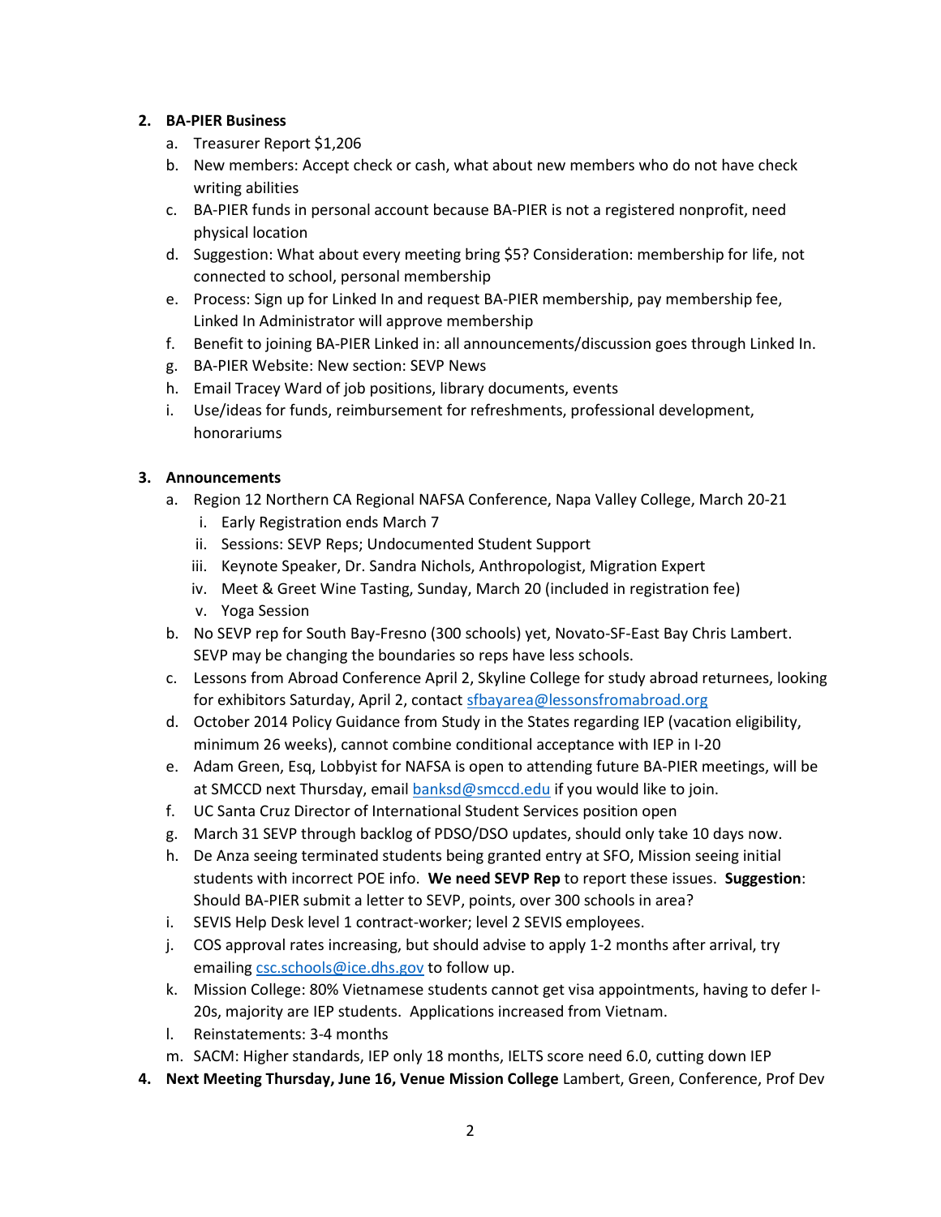2. **BA-PIER Business**
    a. Treasurer Report $1,206
    b. New members: Accept check or cash, what about new members who do not have check writing abilities
    c. BA-PIER funds in personal account because BA-PIER is not a registered nonprofit, need physical location
    d. Suggestion: What about every meeting bring $5? Consideration: membership for life, not connected to school, personal membership
    e. Process: Sign up for Linked In and request BA-PIER membership, pay membership fee, Linked In Administrator will approve membership
    f. Benefit to joining BA-PIER Linked in: all announcements/discussion goes through Linked In.
    g. BA-PIER Website: New section: SEVP News
    h. Email Tracey Ward of job positions, library documents, events
    i. Use/ideas for funds, reimbursement for refreshments, professional development, honorariums

3. **Announcements**
    a. Region 12 Northern CA Regional NAFSA Conference, Napa Valley College, March 20-21
        i. Early Registration ends March 7
        ii. Sessions: SEVP Reps; Undocumented Student Support
        iii. Keynote Speaker, Dr. Sandra Nichols, Anthropologist, Migration Expert
        iv. Meet & Greet Wine Tasting, Sunday, March 20 (included in registration fee)
        v. Yoga Session
    b. No SEVP rep for South Bay-Fresno (300 schools) yet, Novato-SF-East Bay Chris Lambert. SEVP may be changing the boundaries so reps have less schools.
    c. Lessons from Abroad Conference April 2, Skyline College for study abroad returnees, looking for exhibitors Saturday, April 2, contact sfbayarea@lessonsfromabroad.org
    d. October 2014 Policy Guidance from Study in the States regarding IEP (vacation eligibility, minimum 26 weeks), cannot combine conditional acceptance with IEP in I-20
    e. Adam Green, Esq, Lobbyist for NAFSA is open to attending future BA-PIER meetings, will be at SMCCD next Thursday, email banksd@smccd.edu if you would like to join.
    f. UC Santa Cruz Director of International Student Services position open
    g. March 31 SEVP through backlog of PDSO/DSO updates, should only take 10 days now.
    h. De Anza seeing terminated students being granted entry at SFO, Mission seeing initial students with incorrect POE info. **We need SEVP Rep** to report these issues. **Suggestion**: Should BA-PIER submit a letter to SEVP, points, over 300 schools in area?
    i. SEVIS Help Desk level 1 contract-worker; level 2 SEVIS employees.
    j. COS approval rates increasing, but should advise to apply 1-2 months after arrival, try emailing csc.schools@ice.dhs.gov to follow up.
    k. Mission College: 80% Vietnamese students cannot get visa appointments, having to defer I-20s, majority are IEP students. Applications increased from Vietnam.
    l. Reinstatements: 3-4 months
    m. SACM: Higher standards, IEP only 18 months, IELTS score need 6.0, cutting down IEP

4. **Next Meeting Thursday, June 16, Venue Mission College** Lambert, Green, Conference, Prof Dev